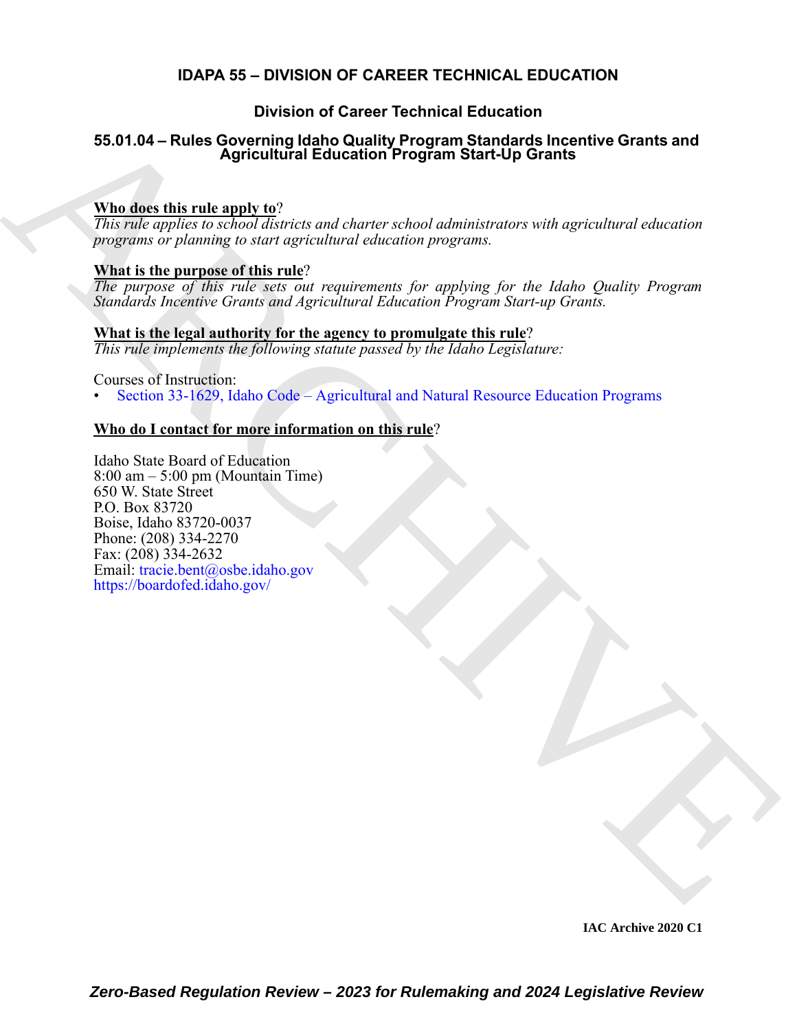# IDAPA 55 – DIVISION OF CAREER TECHNICAL EDUCATION

## Division of Career Technical Education

### 55.01.04 – Rules Governing Idaho Quality Program Standards Incentive Grants and Agricultural Education Program Start-Up Grants

**Who does this rule apply to**?

*This rule applies to school districts and charter school administrators with agricultural education programs or planning to start agricultural education programs.*

**What is the purpose of this rule**?

*The purpose of this rule sets out requirements for applying for the Idaho Quality Program Standards Incentive Grants and Agricultural Education Program Start-up Grants.*

**What is the legal authority for the agency to promulgate this rule**?

*This rule implements the following statute passed by the Idaho Legislature:*

Courses of Instruction:

- Section 33-1629, Idaho Code – Agricultural and Natural Resource Education Programs

**Who do I contact for more information on this rule**?

Idaho State Board of Education
8:00 am – 5:00 pm (Mountain Time)
650 W. State Street
P.O. Box 83720
Boise, Idaho 83720-0037
Phone: (208) 334-2270
Fax: (208) 334-2632
Email: tracie.bent@osbe.idaho.gov
https://boardofed.idaho.gov/

IAC Archive 2020 C1

*Zero-Based Regulation Review – 2023 for Rulemaking and 2024 Legislative Review*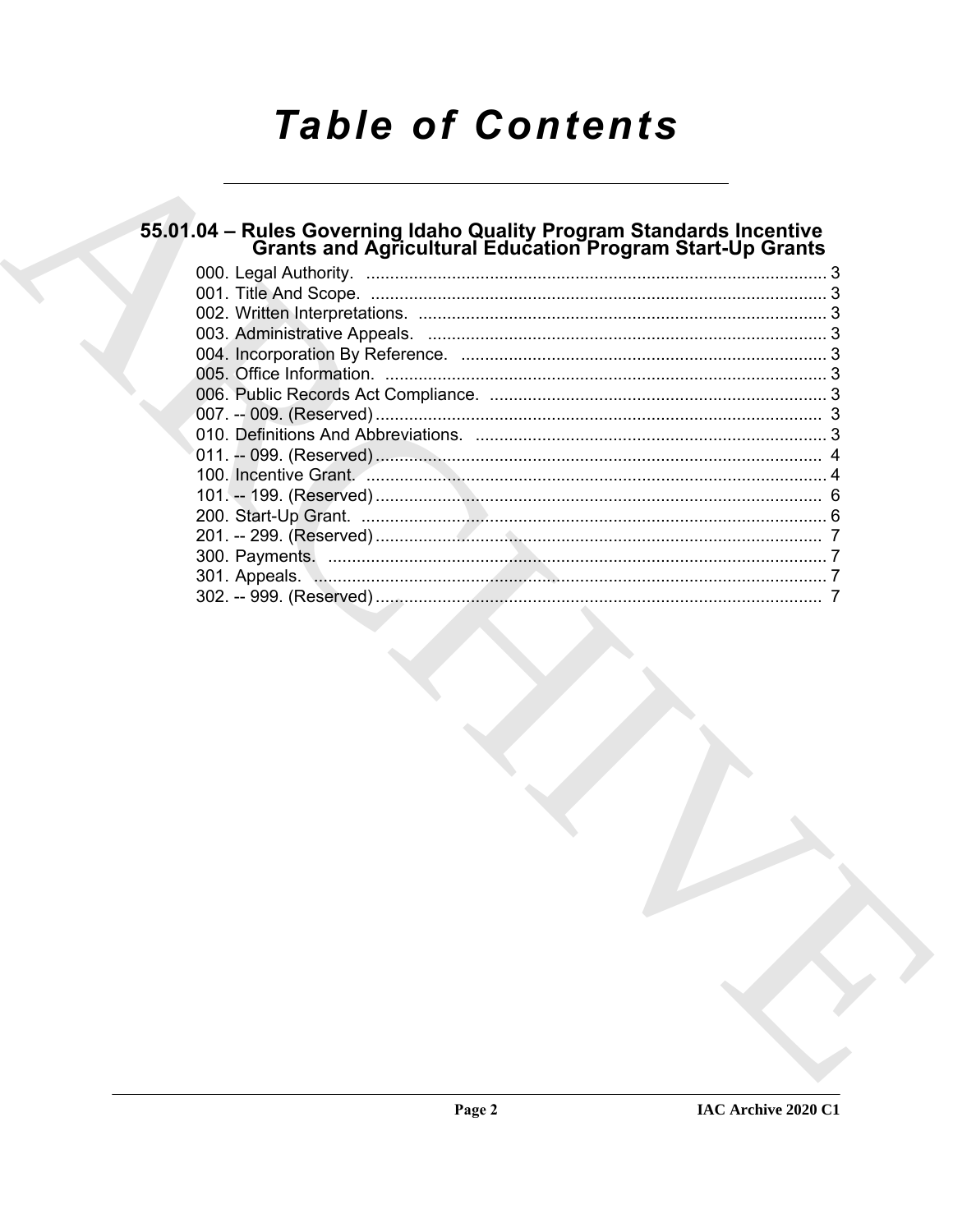# Table of Contents

## 55.01.04 – Rules Governing Idaho Quality Program Standards Incentive Grants and Agricultural Education Program Start-Up Grants

000. Legal Authority. ........................................................................................ 3
001. Title And Scope. ......................................................................................... 3
002. Written Interpretations. .............................................................................. 3
003. Administrative Appeals. ............................................................................. 3
004. Incorporation By Reference. ...................................................................... 3
005. Office Information. ..................................................................................... 3
006. Public Records Act Compliance. ................................................................ 3
007. -- 009. (Reserved) ........................................................................................ 3
010. Definitions And Abbreviations. ................................................................... 3
011. -- 099. (Reserved) ........................................................................................ 4
100. Incentive Grant. .......................................................................................... 4
101. -- 199. (Reserved) ........................................................................................ 6
200. Start-Up Grant. ............................................................................................ 6
201. -- 299. (Reserved) ........................................................................................ 7
300. Payments. ................................................................................................... 7
301. Appeals. ...................................................................................................... 7
302. -- 999. (Reserved) ........................................................................................ 7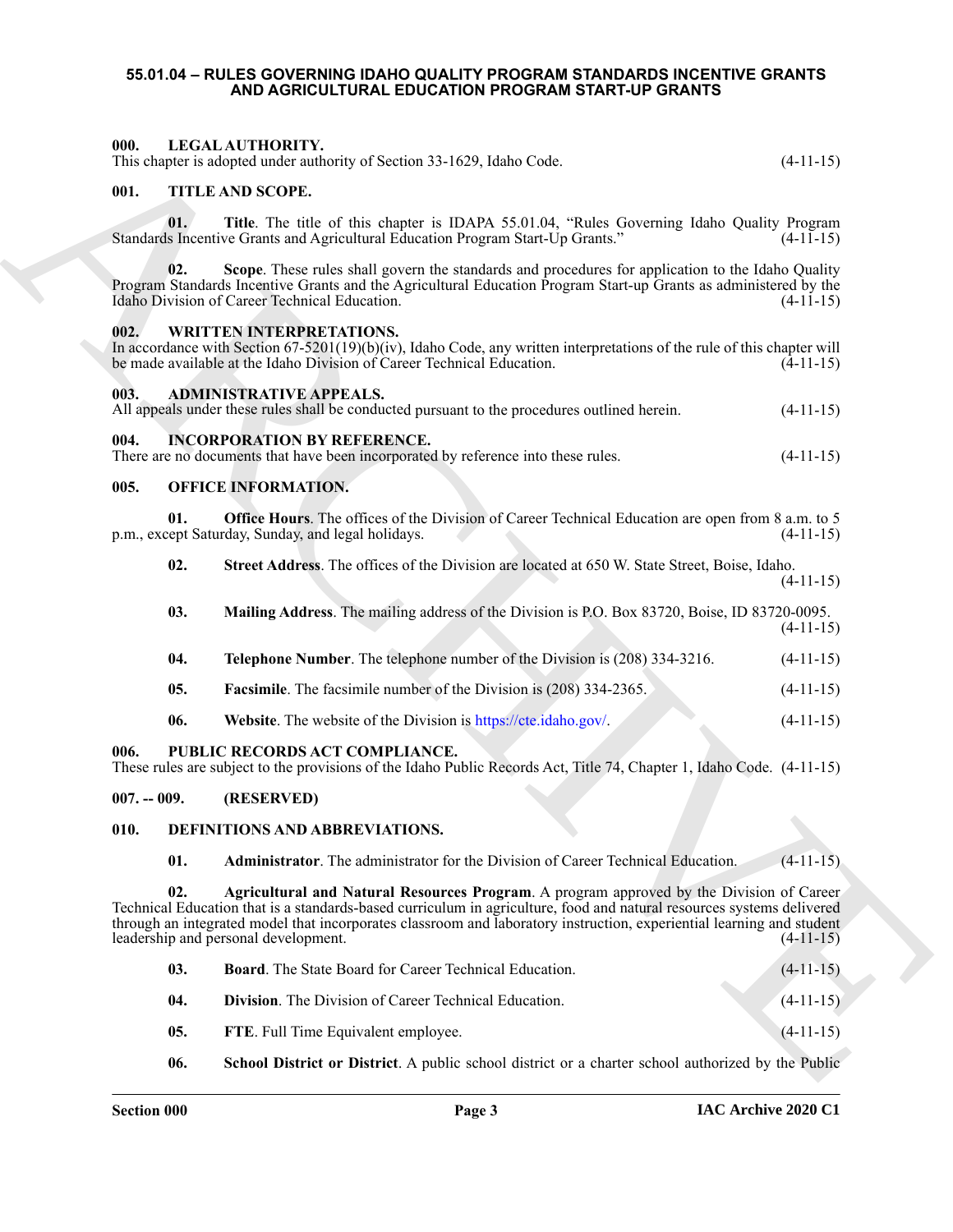# 55.01.04 – RULES GOVERNING IDAHO QUALITY PROGRAM STANDARDS INCENTIVE GRANTS AND AGRICULTURAL EDUCATION PROGRAM START-UP GRANTS

## 000. LEGAL AUTHORITY.

This chapter is adopted under authority of Section 33-1629, Idaho Code. (4-11-15)

## 001. TITLE AND SCOPE.

**01. Title**. The title of this chapter is IDAPA 55.01.04, "Rules Governing Idaho Quality Program Standards Incentive Grants and Agricultural Education Program Start-Up Grants." (4-11-15)

**02. Scope**. These rules shall govern the standards and procedures for application to the Idaho Quality Program Standards Incentive Grants and the Agricultural Education Program Start-up Grants as administered by the Idaho Division of Career Technical Education. (4-11-15)

## 002. WRITTEN INTERPRETATIONS.

In accordance with Section 67-5201(19)(b)(iv), Idaho Code, any written interpretations of the rule of this chapter will be made available at the Idaho Division of Career Technical Education. (4-11-15)

## 003. ADMINISTRATIVE APPEALS.

All appeals under these rules shall be conducted pursuant to the procedures outlined herein. (4-11-15)

## 004. INCORPORATION BY REFERENCE.

There are no documents that have been incorporated by reference into these rules. (4-11-15)

## 005. OFFICE INFORMATION.

**01. Office Hours**. The offices of the Division of Career Technical Education are open from 8 a.m. to 5 p.m., except Saturday, Sunday, and legal holidays. (4-11-15)

**02. Street Address**. The offices of the Division are located at 650 W. State Street, Boise, Idaho. (4-11-15)

**03. Mailing Address**. The mailing address of the Division is P.O. Box 83720, Boise, ID 83720-0095. (4-11-15)

**04. Telephone Number**. The telephone number of the Division is (208) 334-3216. (4-11-15)

**05. Facsimile**. The facsimile number of the Division is (208) 334-2365. (4-11-15)

**06. Website**. The website of the Division is https://cte.idaho.gov/. (4-11-15)

## 006. PUBLIC RECORDS ACT COMPLIANCE.

These rules are subject to the provisions of the Idaho Public Records Act, Title 74, Chapter 1, Idaho Code. (4-11-15)

## 007. -- 009. (RESERVED)

## 010. DEFINITIONS AND ABBREVIATIONS.

**01. Administrator**. The administrator for the Division of Career Technical Education. (4-11-15)

**02. Agricultural and Natural Resources Program**. A program approved by the Division of Career Technical Education that is a standards-based curriculum in agriculture, food and natural resources systems delivered through an integrated model that incorporates classroom and laboratory instruction, experiential learning and student leadership and personal development. (4-11-15)

**03. Board**. The State Board for Career Technical Education. (4-11-15)

**04. Division**. The Division of Career Technical Education. (4-11-15)

**05. FTE**. Full Time Equivalent employee. (4-11-15)

**06. School District or District**. A public school district or a charter school authorized by the Public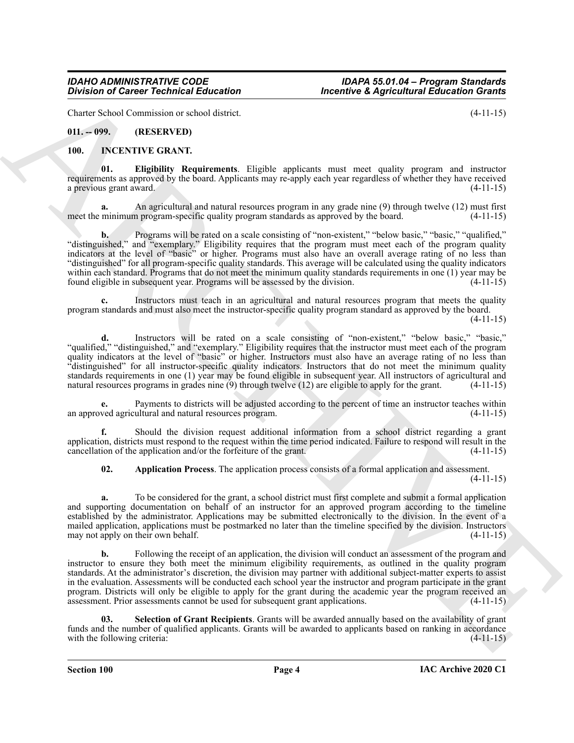Charter School Commission or school district. (4-11-15)

## 011. -- 099. (RESERVED)

## 100. INCENTIVE GRANT.

**01. Eligibility Requirements**. Eligible applicants must meet quality program and instructor requirements as approved by the board. Applicants may re-apply each year regardless of whether they have received a previous grant award. (4-11-15)

**a.** An agricultural and natural resources program in any grade nine (9) through twelve (12) must first meet the minimum program-specific quality program standards as approved by the board. (4-11-15)

**b.** Programs will be rated on a scale consisting of "non-existent," "below basic," "basic," "qualified," "distinguished," and "exemplary." Eligibility requires that the program must meet each of the program quality indicators at the level of "basic" or higher. Programs must also have an overall average rating of no less than "distinguished" for all program-specific quality standards. This average will be calculated using the quality indicators within each standard. Programs that do not meet the minimum quality standards requirements in one (1) year may be found eligible in subsequent year. Programs will be assessed by the division. (4-11-15)

**c.** Instructors must teach in an agricultural and natural resources program that meets the quality program standards and must also meet the instructor-specific quality program standard as approved by the board. (4-11-15)

**d.** Instructors will be rated on a scale consisting of "non-existent," "below basic," "basic," "qualified," "distinguished," and "exemplary." Eligibility requires that the instructor must meet each of the program quality indicators at the level of "basic" or higher. Instructors must also have an average rating of no less than "distinguished" for all instructor-specific quality indicators. Instructors that do not meet the minimum quality standards requirements in one (1) year may be found eligible in subsequent year. All instructors of agricultural and natural resources programs in grades nine (9) through twelve (12) are eligible to apply for the grant. (4-11-15)

**e.** Payments to districts will be adjusted according to the percent of time an instructor teaches within an approved agricultural and natural resources program. (4-11-15)

**f.** Should the division request additional information from a school district regarding a grant application, districts must respond to the request within the time period indicated. Failure to respond will result in the cancellation of the application and/or the forfeiture of the grant. (4-11-15)

**02. Application Process**. The application process consists of a formal application and assessment. (4-11-15)

**a.** To be considered for the grant, a school district must first complete and submit a formal application and supporting documentation on behalf of an instructor for an approved program according to the timeline established by the administrator. Applications may be submitted electronically to the division. In the event of a mailed application, applications must be postmarked no later than the timeline specified by the division. Instructors may not apply on their own behalf. (4-11-15)

**b.** Following the receipt of an application, the division will conduct an assessment of the program and instructor to ensure they both meet the minimum eligibility requirements, as outlined in the quality program standards. At the administrator's discretion, the division may partner with additional subject-matter experts to assist in the evaluation. Assessments will be conducted each school year the instructor and program participate in the grant program. Districts will only be eligible to apply for the grant during the academic year the program received an assessment. Prior assessments cannot be used for subsequent grant applications. (4-11-15)

**03. Selection of Grant Recipients**. Grants will be awarded annually based on the availability of grant funds and the number of qualified applicants. Grants will be awarded to applicants based on ranking in accordance with the following criteria: (4-11-15)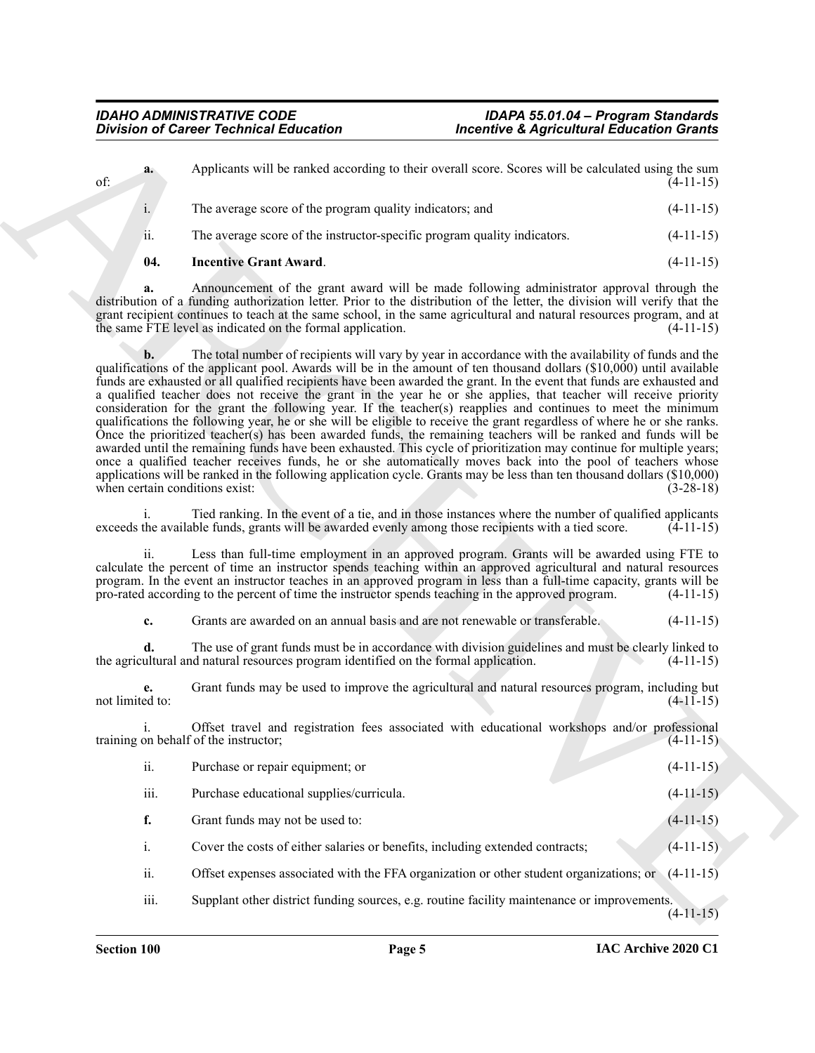**a.** Applicants will be ranked according to their overall score. Scores will be calculated using the sum of: (4-11-15)

i. The average score of the program quality indicators; and (4-11-15)

ii. The average score of the instructor-specific program quality indicators. (4-11-15)

**04. Incentive Grant Award**. (4-11-15)

**a.** Announcement of the grant award will be made following administrator approval through the distribution of a funding authorization letter. Prior to the distribution of the letter, the division will verify that the grant recipient continues to teach at the same school, in the same agricultural and natural resources program, and at the same FTE level as indicated on the formal application. (4-11-15)

**b.** The total number of recipients will vary by year in accordance with the availability of funds and the qualifications of the applicant pool. Awards will be in the amount of ten thousand dollars ($10,000) until available funds are exhausted or all qualified recipients have been awarded the grant. In the event that funds are exhausted and a qualified teacher does not receive the grant in the year he or she applies, that teacher will receive priority consideration for the grant the following year. If the teacher(s) reapplies and continues to meet the minimum qualifications the following year, he or she will be eligible to receive the grant regardless of where he or she ranks. Once the prioritized teacher(s) has been awarded funds, the remaining teachers will be ranked and funds will be awarded until the remaining funds have been exhausted. This cycle of prioritization may continue for multiple years; once a qualified teacher receives funds, he or she automatically moves back into the pool of teachers whose applications will be ranked in the following application cycle. Grants may be less than ten thousand dollars ($10,000) when certain conditions exist: (3-28-18)

i. Tied ranking. In the event of a tie, and in those instances where the number of qualified applicants exceeds the available funds, grants will be awarded evenly among those recipients with a tied score. (4-11-15)

ii. Less than full-time employment in an approved program. Grants will be awarded using FTE to calculate the percent of time an instructor spends teaching within an approved agricultural and natural resources program. In the event an instructor teaches in an approved program in less than a full-time capacity, grants will be pro-rated according to the percent of time the instructor spends teaching in the approved program. (4-11-15)

**c.** Grants are awarded on an annual basis and are not renewable or transferable. (4-11-15)

**d.** The use of grant funds must be in accordance with division guidelines and must be clearly linked to the agricultural and natural resources program identified on the formal application. (4-11-15)

**e.** Grant funds may be used to improve the agricultural and natural resources program, including but not limited to: (4-11-15)

i. Offset travel and registration fees associated with educational workshops and/or professional training on behalf of the instructor; (4-11-15)

ii. Purchase or repair equipment; or (4-11-15)

iii. Purchase educational supplies/curricula. (4-11-15)

**f.** Grant funds may not be used to: (4-11-15)

i. Cover the costs of either salaries or benefits, including extended contracts; (4-11-15)

ii. Offset expenses associated with the FFA organization or other student organizations; or (4-11-15)

iii. Supplant other district funding sources, e.g. routine facility maintenance or improvements. (4-11-15)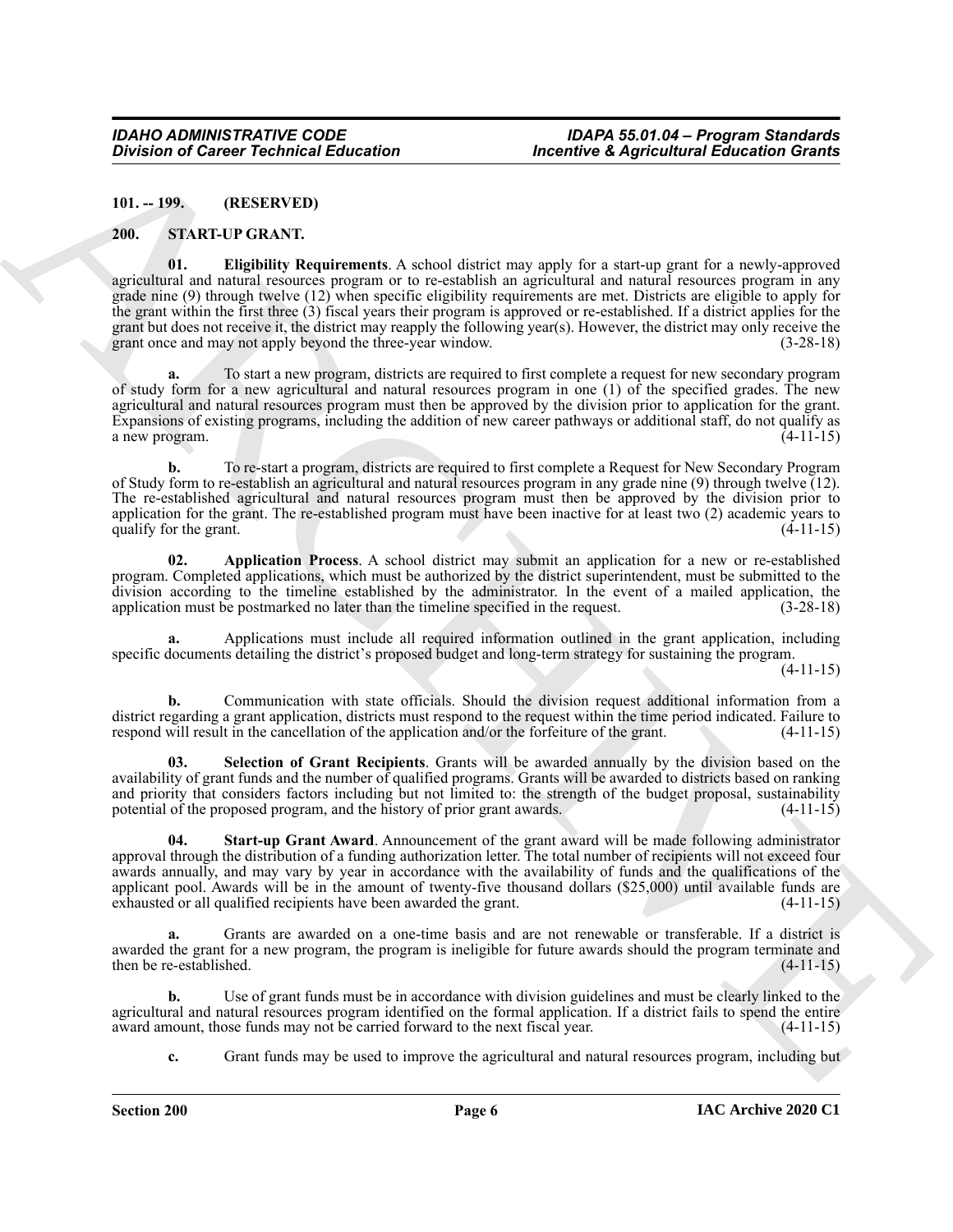**101. -- 199. (RESERVED)**

**200. START-UP GRANT.**

**01. Eligibility Requirements**. A school district may apply for a start-up grant for a newly-approved agricultural and natural resources program or to re-establish an agricultural and natural resources program in any grade nine (9) through twelve (12) when specific eligibility requirements are met. Districts are eligible to apply for the grant within the first three (3) fiscal years their program is approved or re-established. If a district applies for the grant but does not receive it, the district may reapply the following year(s). However, the district may only receive the grant once and may not apply beyond the three-year window. (3-28-18)

**a.** To start a new program, districts are required to first complete a request for new secondary program of study form for a new agricultural and natural resources program in one (1) of the specified grades. The new agricultural and natural resources program must then be approved by the division prior to application for the grant. Expansions of existing programs, including the addition of new career pathways or additional staff, do not qualify as a new program. (4-11-15)

**b.** To re-start a program, districts are required to first complete a Request for New Secondary Program of Study form to re-establish an agricultural and natural resources program in any grade nine (9) through twelve (12). The re-established agricultural and natural resources program must then be approved by the division prior to application for the grant. The re-established program must have been inactive for at least two (2) academic years to qualify for the grant. (4-11-15)

**02. Application Process**. A school district may submit an application for a new or re-established program. Completed applications, which must be authorized by the district superintendent, must be submitted to the division according to the timeline established by the administrator. In the event of a mailed application, the application must be postmarked no later than the timeline specified in the request. (3-28-18)

**a.** Applications must include all required information outlined in the grant application, including specific documents detailing the district's proposed budget and long-term strategy for sustaining the program. (4-11-15)

**b.** Communication with state officials. Should the division request additional information from a district regarding a grant application, districts must respond to the request within the time period indicated. Failure to respond will result in the cancellation of the application and/or the forfeiture of the grant. (4-11-15)

**03. Selection of Grant Recipients**. Grants will be awarded annually by the division based on the availability of grant funds and the number of qualified programs. Grants will be awarded to districts based on ranking and priority that considers factors including but not limited to: the strength of the budget proposal, sustainability potential of the proposed program, and the history of prior grant awards. (4-11-15)

**04. Start-up Grant Award**. Announcement of the grant award will be made following administrator approval through the distribution of a funding authorization letter. The total number of recipients will not exceed four awards annually, and may vary by year in accordance with the availability of funds and the qualifications of the applicant pool. Awards will be in the amount of twenty-five thousand dollars ($25,000) until available funds are exhausted or all qualified recipients have been awarded the grant. (4-11-15)

**a.** Grants are awarded on a one-time basis and are not renewable or transferable. If a district is awarded the grant for a new program, the program is ineligible for future awards should the program terminate and then be re-established. (4-11-15)

**b.** Use of grant funds must be in accordance with division guidelines and must be clearly linked to the agricultural and natural resources program identified on the formal application. If a district fails to spend the entire award amount, those funds may not be carried forward to the next fiscal year. (4-11-15)

**c.** Grant funds may be used to improve the agricultural and natural resources program, including but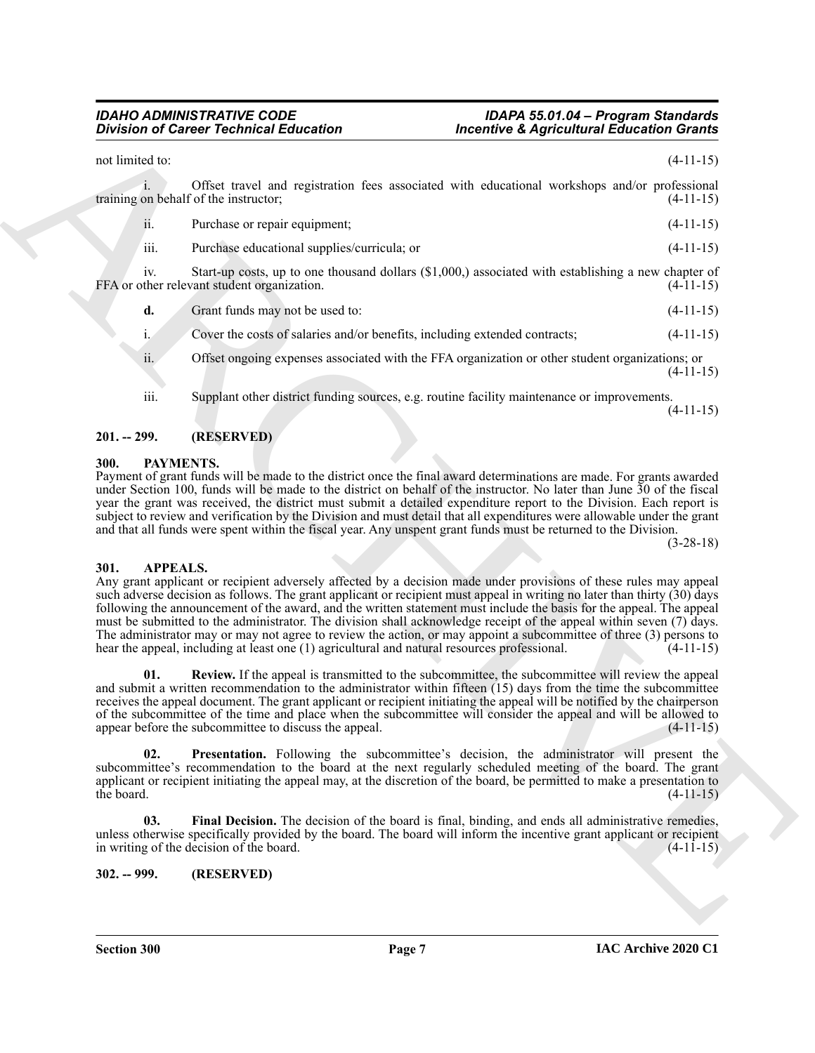not limited to: (4-11-15)

i. Offset travel and registration fees associated with educational workshops and/or professional training on behalf of the instructor; (4-11-15)

ii. Purchase or repair equipment; (4-11-15)

iii. Purchase educational supplies/curricula; or (4-11-15)

iv. Start-up costs, up to one thousand dollars ($1,000,) associated with establishing a new chapter of FFA or other relevant student organization. (4-11-15)

**d.** Grant funds may not be used to: (4-11-15)

i. Cover the costs of salaries and/or benefits, including extended contracts; (4-11-15)

ii. Offset ongoing expenses associated with the FFA organization or other student organizations; or (4-11-15)

iii. Supplant other district funding sources, e.g. routine facility maintenance or improvements. (4-11-15)

## 201. -- 299. (RESERVED)

## 300. PAYMENTS.

Payment of grant funds will be made to the district once the final award determinations are made. For grants awarded under Section 100, funds will be made to the district on behalf of the instructor. No later than June 30 of the fiscal year the grant was received, the district must submit a detailed expenditure report to the Division. Each report is subject to review and verification by the Division and must detail that all expenditures were allowable under the grant and that all funds were spent within the fiscal year. Any unspent grant funds must be returned to the Division. (3-28-18)

## 301. APPEALS.

Any grant applicant or recipient adversely affected by a decision made under provisions of these rules may appeal such adverse decision as follows. The grant applicant or recipient must appeal in writing no later than thirty (30) days following the announcement of the award, and the written statement must include the basis for the appeal. The appeal must be submitted to the administrator. The division shall acknowledge receipt of the appeal within seven (7) days. The administrator may or may not agree to review the action, or may appoint a subcommittee of three (3) persons to hear the appeal, including at least one (1) agricultural and natural resources professional. (4-11-15)

**01. Review.** If the appeal is transmitted to the subcommittee, the subcommittee will review the appeal and submit a written recommendation to the administrator within fifteen (15) days from the time the subcommittee receives the appeal document. The grant applicant or recipient initiating the appeal will be notified by the chairperson of the subcommittee of the time and place when the subcommittee will consider the appeal and will be allowed to appear before the subcommittee to discuss the appeal. (4-11-15)

**02. Presentation.** Following the subcommittee's decision, the administrator will present the subcommittee's recommendation to the board at the next regularly scheduled meeting of the board. The grant applicant or recipient initiating the appeal may, at the discretion of the board, be permitted to make a presentation to the board. (4-11-15)

**03. Final Decision.** The decision of the board is final, binding, and ends all administrative remedies, unless otherwise specifically provided by the board. The board will inform the incentive grant applicant or recipient in writing of the decision of the board. (4-11-15)

## 302. -- 999. (RESERVED)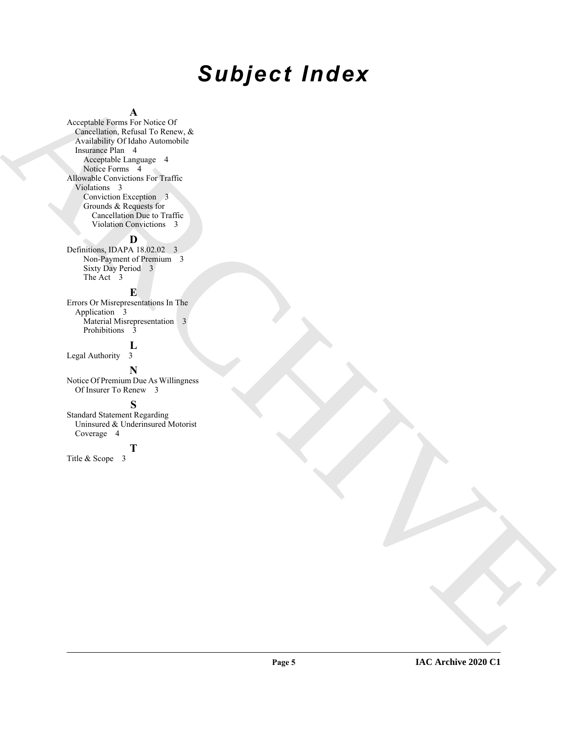# Subject Index

**A**

Acceptable Forms For Notice Of Cancellation, Refusal To Renew, & Availability Of Idaho Automobile Insurance Plan 4
- Acceptable Language 4
- Notice Forms 4

Allowable Convictions For Traffic Violations 3
- Conviction Exception 3
- Grounds & Requests for Cancellation Due to Traffic Violation Convictions 3

**D**

Definitions, IDAPA 18.02.02 3
- Non-Payment of Premium 3
- Sixty Day Period 3
- The Act 3

**E**

Errors Or Misrepresentations In The Application 3
- Material Misrepresentation 3
- Prohibitions 3

**L**

Legal Authority 3

**N**

Notice Of Premium Due As Willingness Of Insurer To Renew 3

**S**

Standard Statement Regarding Uninsured & Underinsured Motorist Coverage 4

**T**

Title & Scope 3